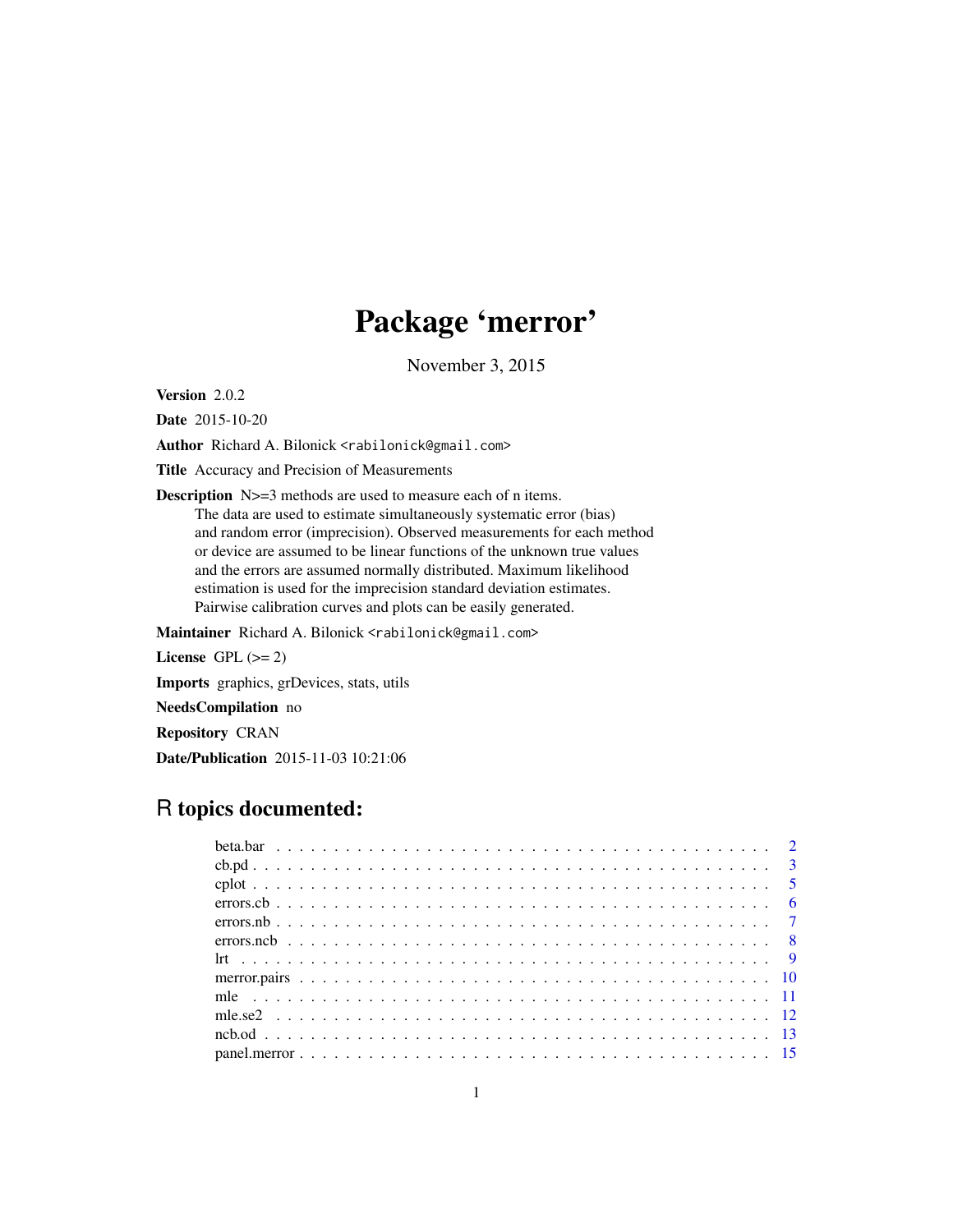# Package 'merror'

November 3, 2015

**Version** 2.0.2

**Date** 2015-10-20

**Author** Richard A. Bilonick <rabilonick@gmail.com>

**Title** Accuracy and Precision of Measurements

**Description** N>=3 methods are used to measure each of n items.
The data are used to estimate simultaneously systematic error (bias)
and random error (imprecision). Observed measurements for each method
or device are assumed to be linear functions of the unknown true values
and the errors are assumed normally distributed. Maximum likelihood
estimation is used for the imprecision standard deviation estimates.
Pairwise calibration curves and plots can be easily generated.

**Maintainer** Richard A. Bilonick <rabilonick@gmail.com>

**License** GPL (>= 2)

**Imports** graphics, grDevices, stats, utils

**NeedsCompilation** no

**Repository** CRAN

**Date/Publication** 2015-11-03 10:21:06

## R topics documented:

| Topic | Page |
|---|---|
| beta.bar | 2 |
| cb.pd | 3 |
| cplot | 5 |
| errors.cb | 6 |
| errors.nb | 7 |
| errors.ncb | 8 |
| lrt | 9 |
| merror.pairs | 10 |
| mle | 11 |
| mle.se2 | 12 |
| ncb.od | 13 |
| panel.merror | 15 |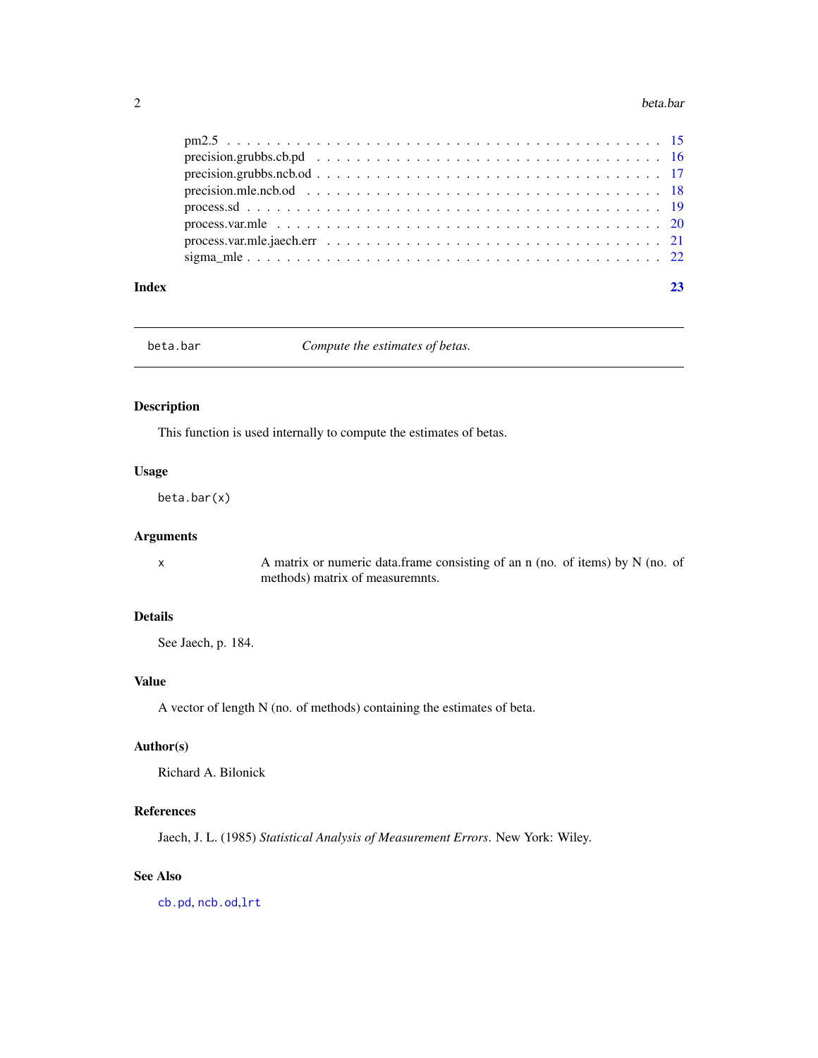pm2.5 . . . . . . . . . . . . . . . . . . . . . . . . . . . . . . . . . . . . . . . . . . 15
precision.grubbs.cb.pd . . . . . . . . . . . . . . . . . . . . . . . . . . . . . . . . . 16
precision.grubbs.ncb.od . . . . . . . . . . . . . . . . . . . . . . . . . . . . . . . . 17
precision.mle.ncb.od . . . . . . . . . . . . . . . . . . . . . . . . . . . . . . . . . . 18
process.sd . . . . . . . . . . . . . . . . . . . . . . . . . . . . . . . . . . . . . . . 19
process.var.mle . . . . . . . . . . . . . . . . . . . . . . . . . . . . . . . . . . . . 20
process.var.mle.jaech.err . . . . . . . . . . . . . . . . . . . . . . . . . . . . . . . 21
sigma_mle . . . . . . . . . . . . . . . . . . . . . . . . . . . . . . . . . . . . . . . 22

**Index** **23**

---

`beta.bar` *Compute the estimates of betas.*

---

## Description

This function is used internally to compute the estimates of betas.

## Usage

```
beta.bar(x)
```

## Arguments

| | |
|---|---|
| `x` | A matrix or numeric data.frame consisting of an n (no. of items) by N (no. of methods) matrix of measuremnts. |

## Details

See Jaech, p. 184.

## Value

A vector of length N (no. of methods) containing the estimates of beta.

## Author(s)

Richard A. Bilonick

## References

Jaech, J. L. (1985) *Statistical Analysis of Measurement Errors*. New York: Wiley.

## See Also

`cb.pd`, `ncb.od`,`lrt`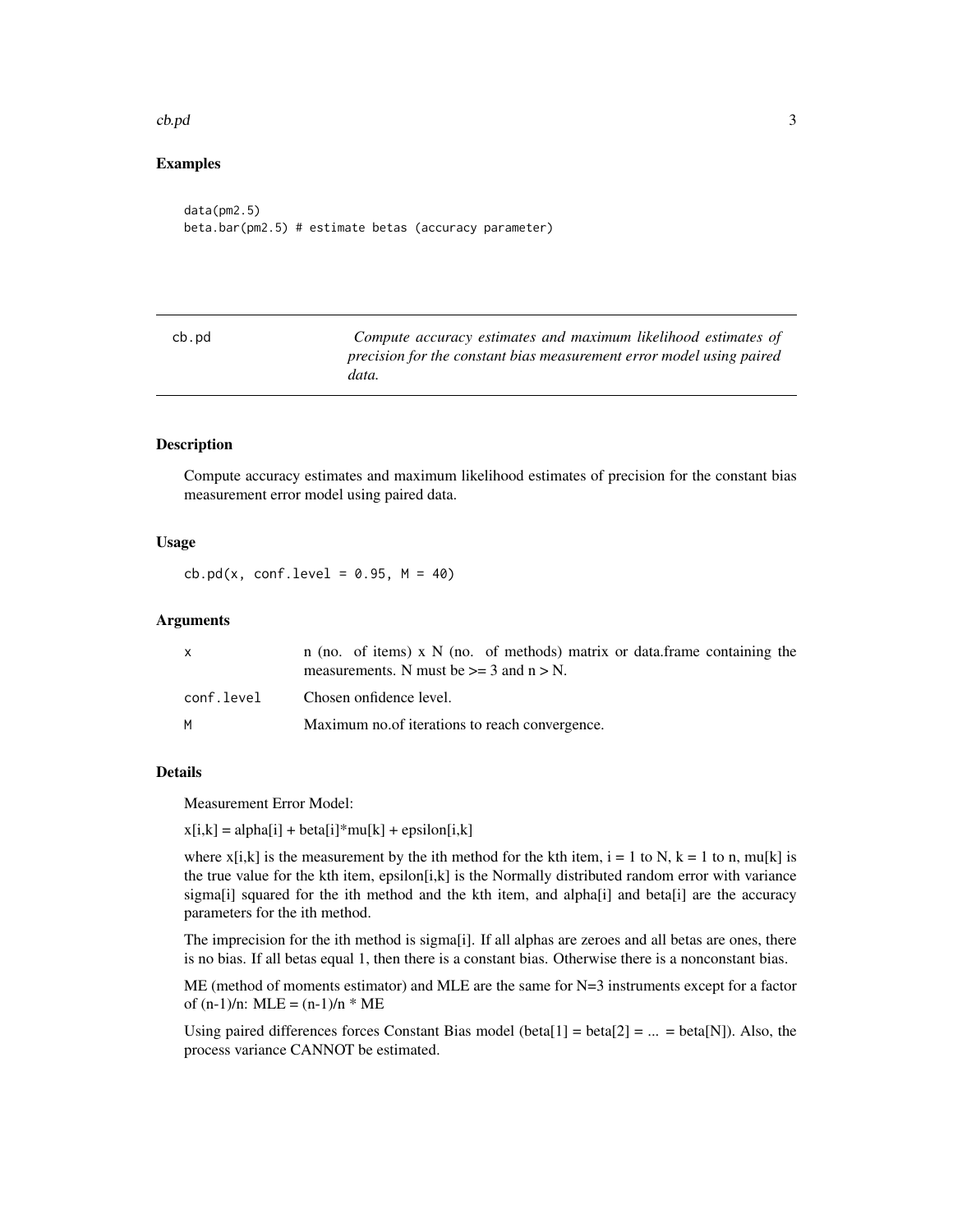## Examples

```
data(pm2.5)
beta.bar(pm2.5) # estimate betas (accuracy parameter)
```

---

## cb.pd — *Compute accuracy estimates and maximum likelihood estimates of precision for the constant bias measurement error model using paired data.*

---

### Description

Compute accuracy estimates and maximum likelihood estimates of precision for the constant bias measurement error model using paired data.

### Usage

```
cb.pd(x, conf.level = 0.95, M = 40)
```

### Arguments

| | |
|---|---|
| x | n (no. of items) x N (no. of methods) matrix or data.frame containing the measurements. N must be >= 3 and n > N. |
| conf.level | Chosen onfidence level. |
| M | Maximum no.of iterations to reach convergence. |

### Details

Measurement Error Model:

x[i,k] = alpha[i] + beta[i]*mu[k] + epsilon[i,k]

where x[i,k] is the measurement by the ith method for the kth item, i = 1 to N, k = 1 to n, mu[k] is the true value for the kth item, epsilon[i,k] is the Normally distributed random error with variance sigma[i] squared for the ith method and the kth item, and alpha[i] and beta[i] are the accuracy parameters for the ith method.

The imprecision for the ith method is sigma[i]. If all alphas are zeroes and all betas are ones, there is no bias. If all betas equal 1, then there is a constant bias. Otherwise there is a nonconstant bias.

ME (method of moments estimator) and MLE are the same for N=3 instruments except for a factor of (n-1)/n: MLE = (n-1)/n * ME

Using paired differences forces Constant Bias model (beta[1] = beta[2] = ... = beta[N]). Also, the process variance CANNOT be estimated.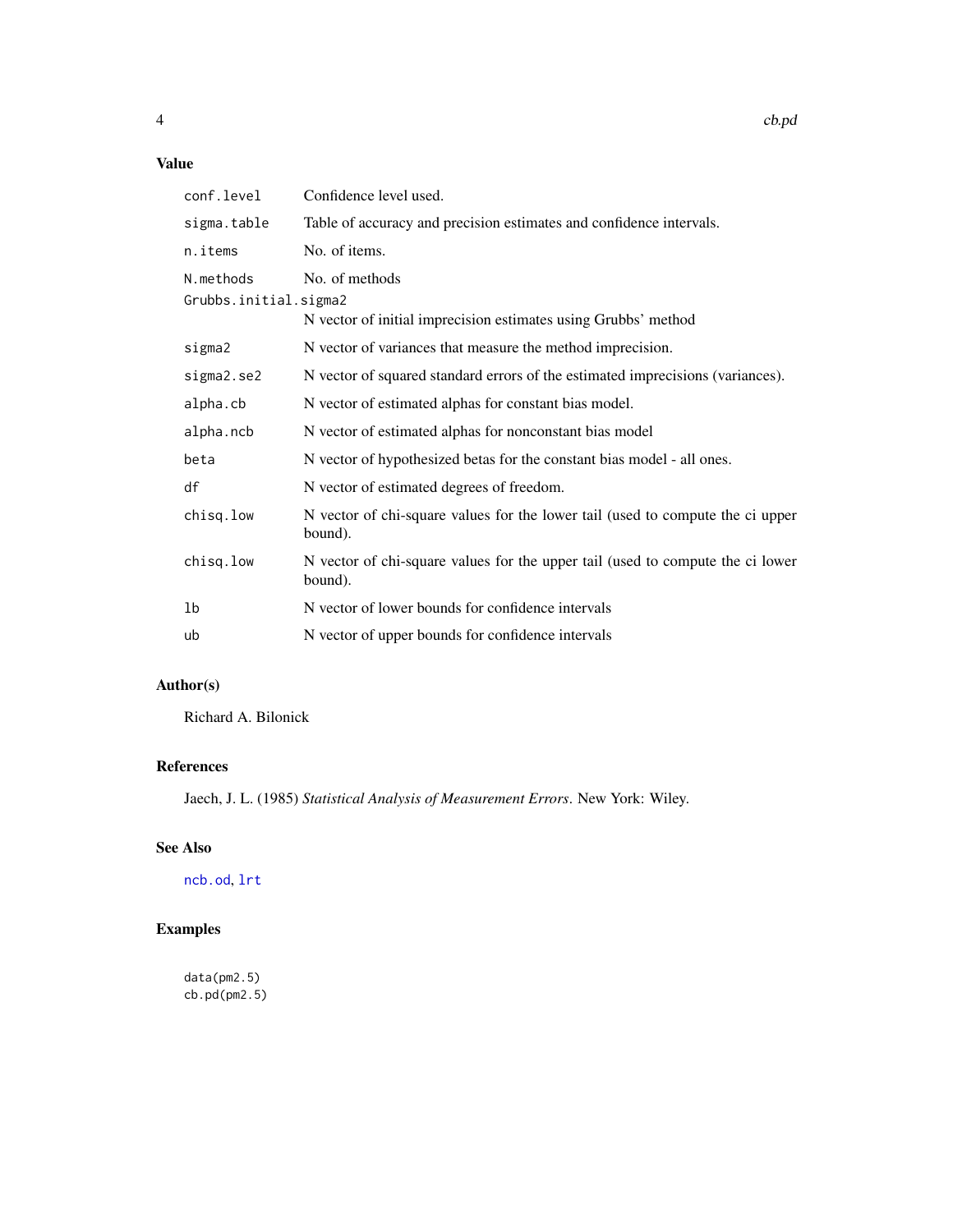### Value

| | |
|---|---|
| `conf.level` | Confidence level used. |
| `sigma.table` | Table of accuracy and precision estimates and confidence intervals. |
| `n.items` | No. of items. |
| `N.methods` | No. of methods |
| `Grubbs.initial.sigma2` | N vector of initial imprecision estimates using Grubbs' method |
| `sigma2` | N vector of variances that measure the method imprecision. |
| `sigma2.se2` | N vector of squared standard errors of the estimated imprecisions (variances). |
| `alpha.cb` | N vector of estimated alphas for constant bias model. |
| `alpha.ncb` | N vector of estimated alphas for nonconstant bias model |
| `beta` | N vector of hypothesized betas for the constant bias model - all ones. |
| `df` | N vector of estimated degrees of freedom. |
| `chisq.low` | N vector of chi-square values for the lower tail (used to compute the ci upper bound). |
| `chisq.low` | N vector of chi-square values for the upper tail (used to compute the ci lower bound). |
| `lb` | N vector of lower bounds for confidence intervals |
| `ub` | N vector of upper bounds for confidence intervals |

### Author(s)

Richard A. Bilonick

### References

Jaech, J. L. (1985) *Statistical Analysis of Measurement Errors*. New York: Wiley.

### See Also

`ncb.od`, `lrt`

### Examples

```
data(pm2.5)
cb.pd(pm2.5)
```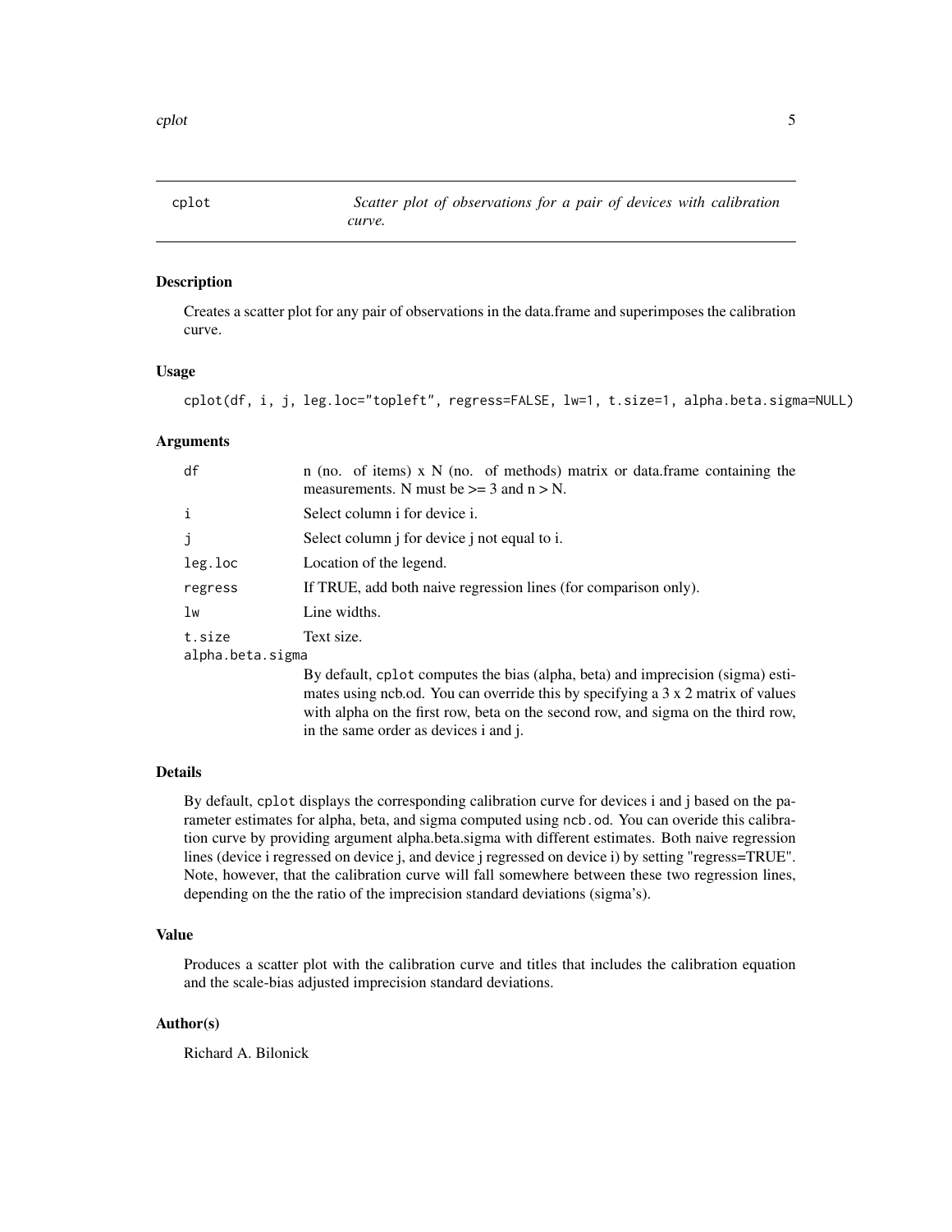## cplot — *Scatter plot of observations for a pair of devices with calibration curve.*

### Description

Creates a scatter plot for any pair of observations in the data.frame and superimposes the calibration curve.

### Usage

```
cplot(df, i, j, leg.loc="topleft", regress=FALSE, lw=1, t.size=1, alpha.beta.sigma=NULL)
```

### Arguments

| | |
|---|---|
| `df` | n (no. of items) x N (no. of methods) matrix or data.frame containing the measurements. N must be >= 3 and n > N. |
| `i` | Select column i for device i. |
| `j` | Select column j for device j not equal to i. |
| `leg.loc` | Location of the legend. |
| `regress` | If TRUE, add both naive regression lines (for comparison only). |
| `lw` | Line widths. |
| `t.size` | Text size. |
| `alpha.beta.sigma` | By default, `cplot` computes the bias (alpha, beta) and imprecision (sigma) estimates using ncb.od. You can override this by specifying a 3 x 2 matrix of values with alpha on the first row, beta on the second row, and sigma on the third row, in the same order as devices i and j. |

### Details

By default, `cplot` displays the corresponding calibration curve for devices i and j based on the parameter estimates for alpha, beta, and sigma computed using `ncb.od`. You can overide this calibration curve by providing argument alpha.beta.sigma with different estimates. Both naive regression lines (device i regressed on device j, and device j regressed on device i) by setting "regress=TRUE". Note, however, that the calibration curve will fall somewhere between these two regression lines, depending on the the ratio of the imprecision standard deviations (sigma's).

### Value

Produces a scatter plot with the calibration curve and titles that includes the calibration equation and the scale-bias adjusted imprecision standard deviations.

### Author(s)

Richard A. Bilonick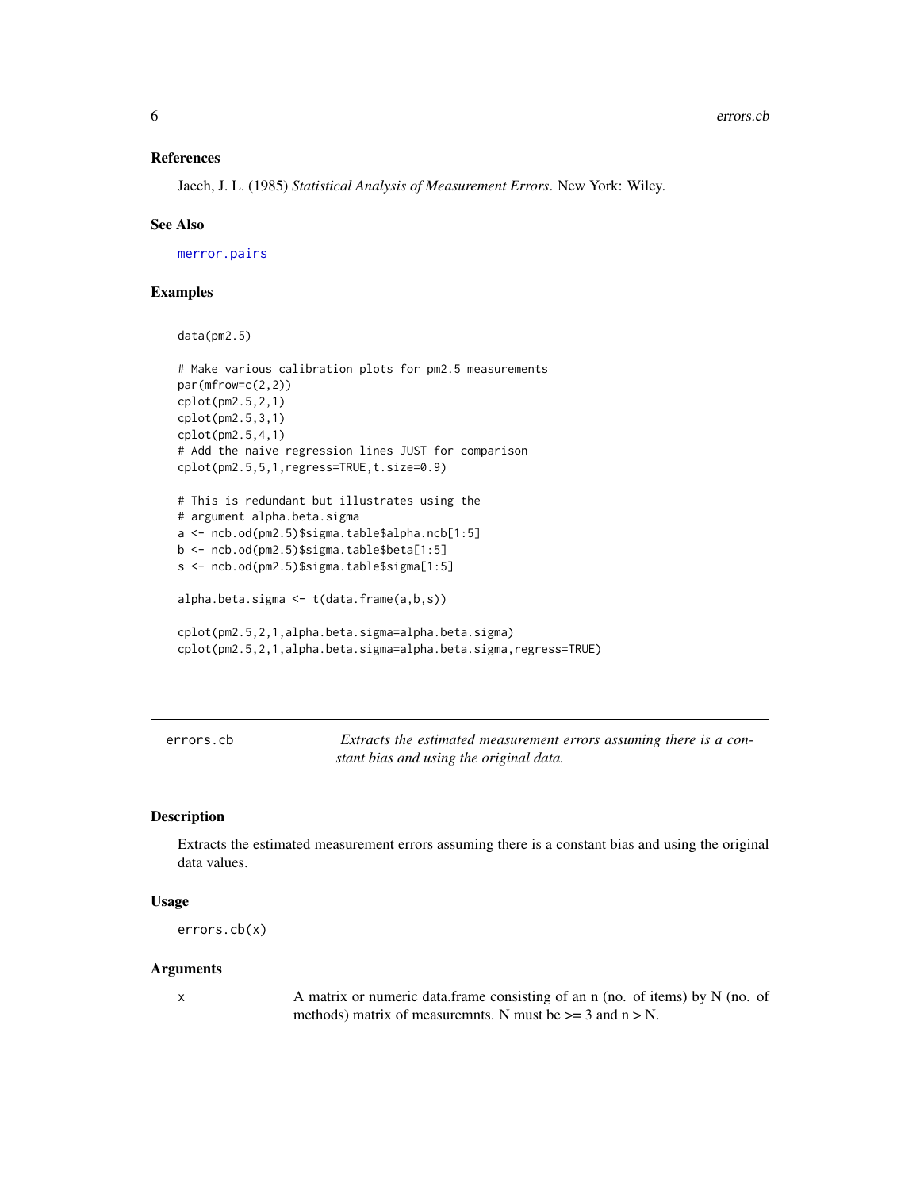### References

Jaech, J. L. (1985) *Statistical Analysis of Measurement Errors*. New York: Wiley.

### See Also

merror.pairs

### Examples

```
data(pm2.5)

# Make various calibration plots for pm2.5 measurements
par(mfrow=c(2,2))
cplot(pm2.5,2,1)
cplot(pm2.5,3,1)
cplot(pm2.5,4,1)
# Add the naive regression lines JUST for comparison
cplot(pm2.5,5,1,regress=TRUE,t.size=0.9)

# This is redundant but illustrates using the
# argument alpha.beta.sigma
a <- ncb.od(pm2.5)$sigma.table$alpha.ncb[1:5]
b <- ncb.od(pm2.5)$sigma.table$beta[1:5]
s <- ncb.od(pm2.5)$sigma.table$sigma[1:5]

alpha.beta.sigma <- t(data.frame(a,b,s))

cplot(pm2.5,2,1,alpha.beta.sigma=alpha.beta.sigma)
cplot(pm2.5,2,1,alpha.beta.sigma=alpha.beta.sigma,regress=TRUE)
```

---

## errors.cb — *Extracts the estimated measurement errors assuming there is a constant bias and using the original data.*

### Description

Extracts the estimated measurement errors assuming there is a constant bias and using the original data values.

### Usage

```
errors.cb(x)
```

### Arguments

| | |
|---|---|
| x | A matrix or numeric data.frame consisting of an n (no. of items) by N (no. of methods) matrix of measuremnts. N must be >= 3 and n > N. |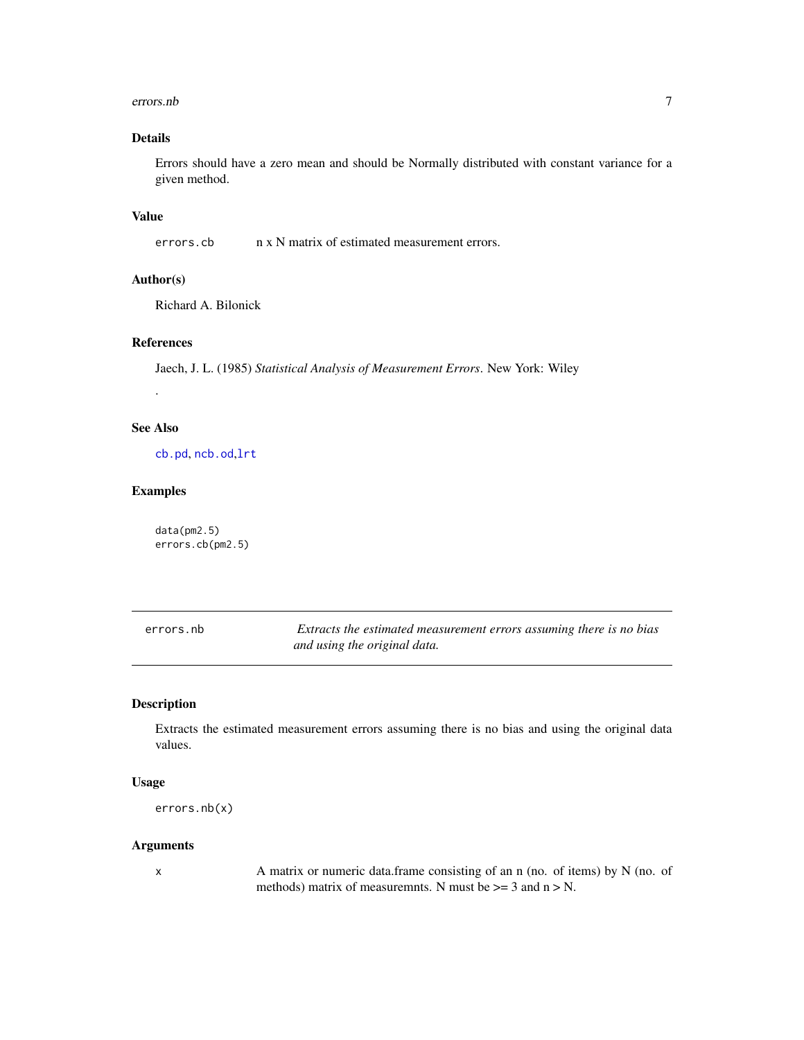### Details

Errors should have a zero mean and should be Normally distributed with constant variance for a given method.

### Value

| | |
|---|---|
| errors.cb | n x N matrix of estimated measurement errors. |

### Author(s)

Richard A. Bilonick

### References

Jaech, J. L. (1985) *Statistical Analysis of Measurement Errors*. New York: Wiley

.

### See Also

cb.pd, ncb.od,lrt

### Examples

```
data(pm2.5)
errors.cb(pm2.5)
```

---

## errors.nb — *Extracts the estimated measurement errors assuming there is no bias and using the original data.*

---

### Description

Extracts the estimated measurement errors assuming there is no bias and using the original data values.

### Usage

```
errors.nb(x)
```

### Arguments

| | |
|---|---|
| x | A matrix or numeric data.frame consisting of an n (no. of items) by N (no. of methods) matrix of measuremnts. N must be >= 3 and n > N. |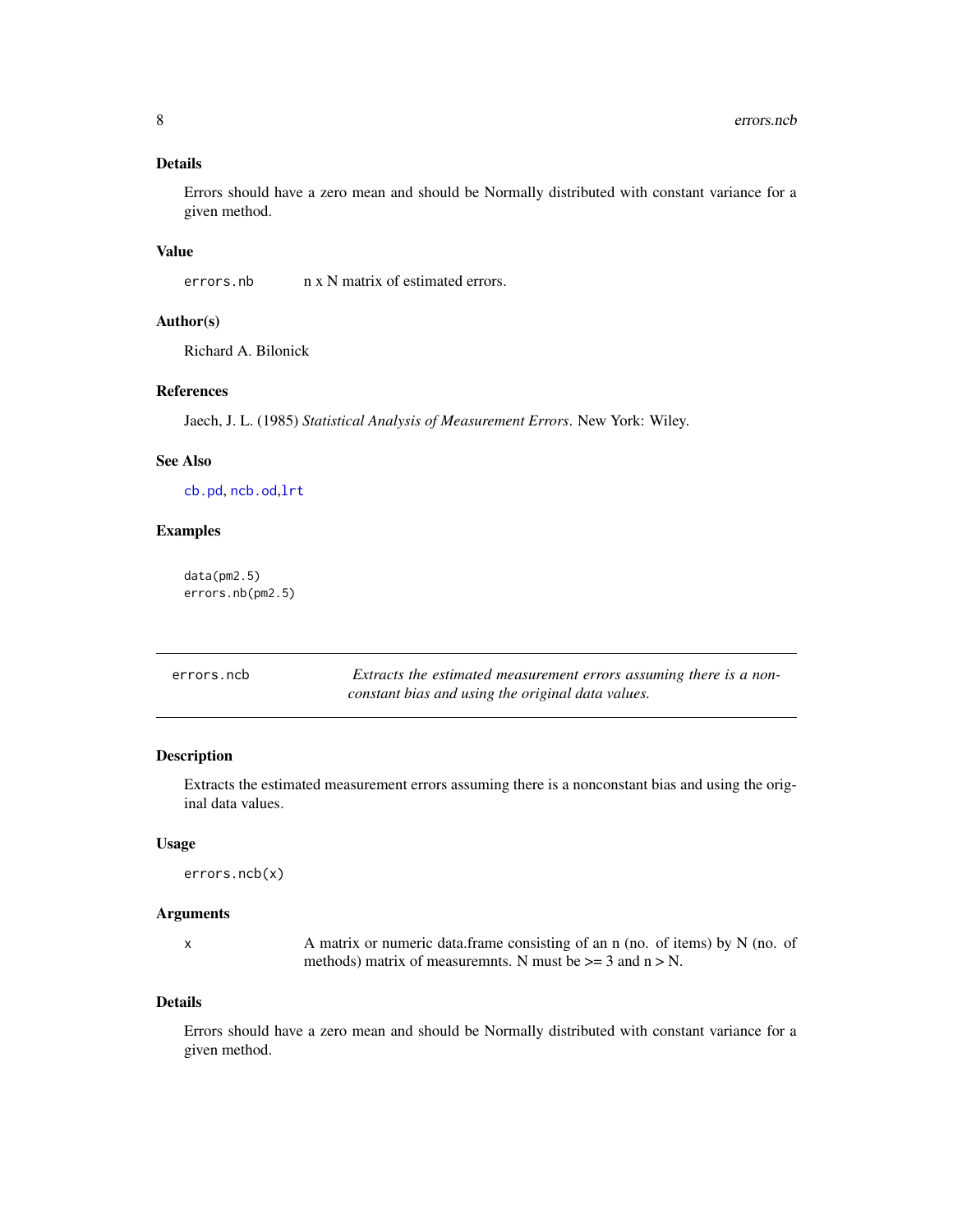### Details

Errors should have a zero mean and should be Normally distributed with constant variance for a given method.

### Value

`errors.nb` n x N matrix of estimated errors.

### Author(s)

Richard A. Bilonick

### References

Jaech, J. L. (1985) *Statistical Analysis of Measurement Errors*. New York: Wiley.

### See Also

`cb.pd`, `ncb.od`,`lrt`

### Examples

```
data(pm2.5)
errors.nb(pm2.5)
```

---

## errors.ncb — *Extracts the estimated measurement errors assuming there is a nonconstant bias and using the original data values.*

---

### Description

Extracts the estimated measurement errors assuming there is a nonconstant bias and using the original data values.

### Usage

```
errors.ncb(x)
```

### Arguments

`x` A matrix or numeric data.frame consisting of an n (no. of items) by N (no. of methods) matrix of measuremnts. N must be >= 3 and n > N.

### Details

Errors should have a zero mean and should be Normally distributed with constant variance for a given method.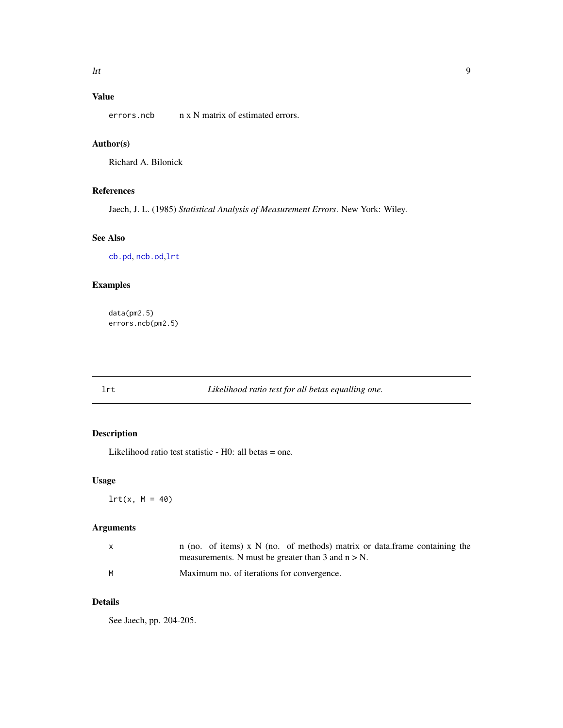### Value

| | |
|---|---|
| `errors.ncb` | n x N matrix of estimated errors. |

### Author(s)

Richard A. Bilonick

### References

Jaech, J. L. (1985) *Statistical Analysis of Measurement Errors*. New York: Wiley.

### See Also

`cb.pd`, `ncb.od`,`lrt`

### Examples

```
data(pm2.5)
errors.ncb(pm2.5)
```

---

## lrt — *Likelihood ratio test for all betas equalling one.*

---

### Description

Likelihood ratio test statistic - H0: all betas = one.

### Usage

```
lrt(x, M = 40)
```

### Arguments

| | |
|---|---|
| `x` | n (no. of items) x N (no. of methods) matrix or data.frame containing the measurements. N must be greater than 3 and n > N. |
| `M` | Maximum no. of iterations for convergence. |

### Details

See Jaech, pp. 204-205.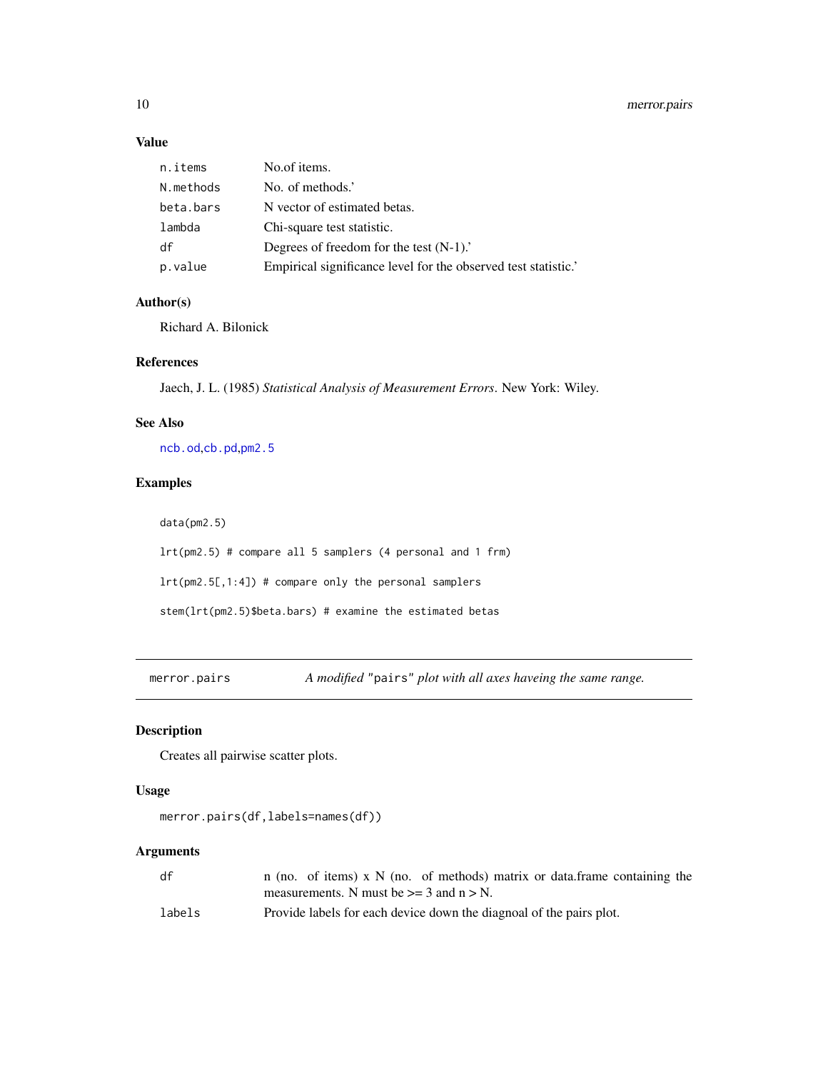### Value

| | |
|---|---|
| n.items | No.of items. |
| N.methods | No. of methods.' |
| beta.bars | N vector of estimated betas. |
| lambda | Chi-square test statistic. |
| df | Degrees of freedom for the test (N-1).' |
| p.value | Empirical significance level for the observed test statistic.' |

### Author(s)

Richard A. Bilonick

### References

Jaech, J. L. (1985) *Statistical Analysis of Measurement Errors*. New York: Wiley.

### See Also

ncb.od,cb.pd,pm2.5

### Examples

```
data(pm2.5)

lrt(pm2.5) # compare all 5 samplers (4 personal and 1 frm)

lrt(pm2.5[,1:4]) # compare only the personal samplers

stem(lrt(pm2.5)$beta.bars) # examine the estimated betas
```

---

## merror.pairs — *A modified "pairs" plot with all axes haveing the same range.*

### Description

Creates all pairwise scatter plots.

### Usage

```
merror.pairs(df,labels=names(df))
```

### Arguments

| | |
|---|---|
| df | n (no. of items) x N (no. of methods) matrix or data.frame containing the measurements. N must be >= 3 and n > N. |
| labels | Provide labels for each device down the diagnoal of the pairs plot. |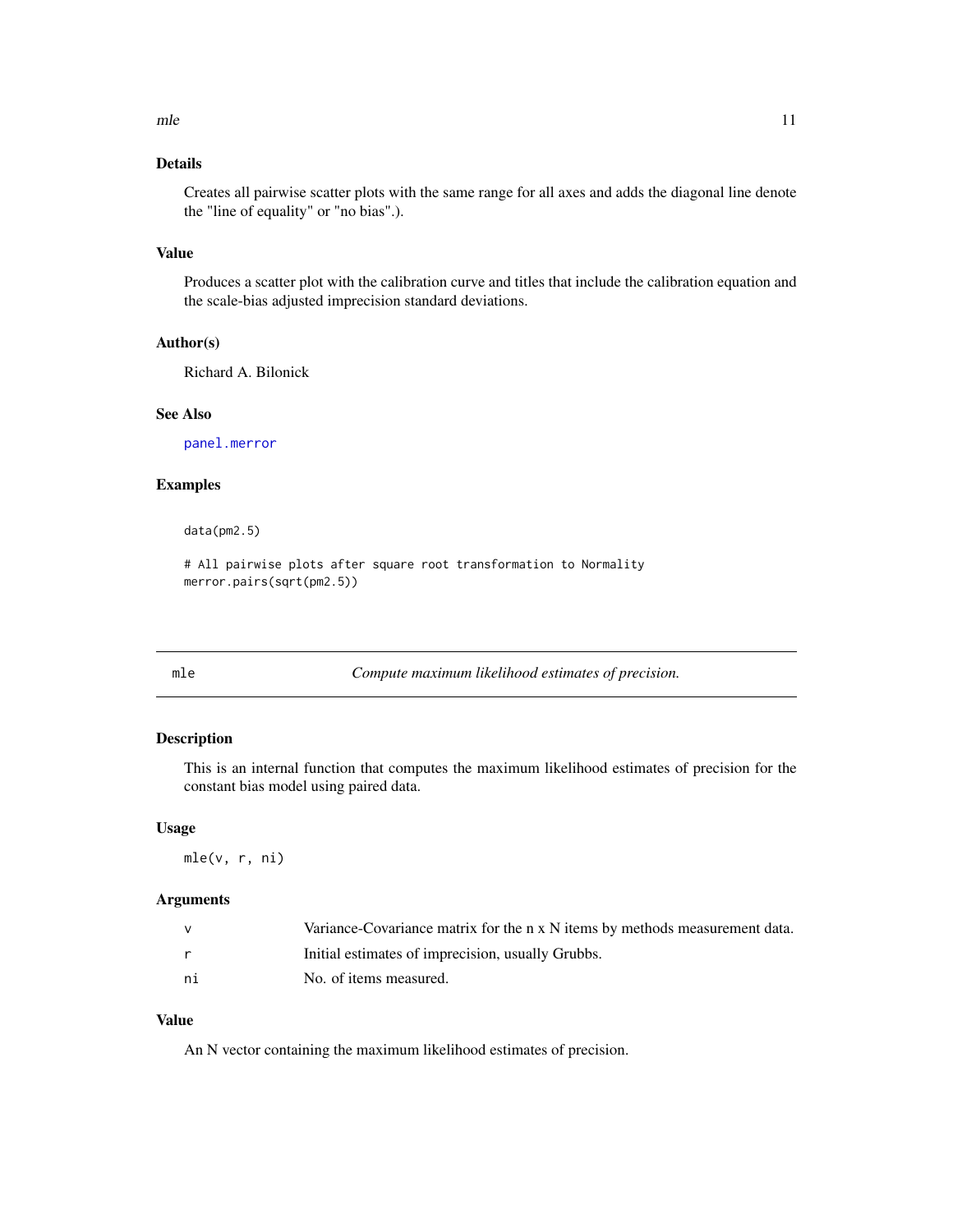### Details

Creates all pairwise scatter plots with the same range for all axes and adds the diagonal line denote the "line of equality" or "no bias".).

### Value

Produces a scatter plot with the calibration curve and titles that include the calibration equation and the scale-bias adjusted imprecision standard deviations.

### Author(s)

Richard A. Bilonick

### See Also

`panel.merror`

### Examples

```
data(pm2.5)

# All pairwise plots after square root transformation to Normality
merror.pairs(sqrt(pm2.5))
```

---

## mle — *Compute maximum likelihood estimates of precision.*

---

### Description

This is an internal function that computes the maximum likelihood estimates of precision for the constant bias model using paired data.

### Usage

```
mle(v, r, ni)
```

### Arguments

| | |
|---|---|
| v | Variance-Covariance matrix for the n x N items by methods measurement data. |
| r | Initial estimates of imprecision, usually Grubbs. |
| ni | No. of items measured. |

### Value

An N vector containing the maximum likelihood estimates of precision.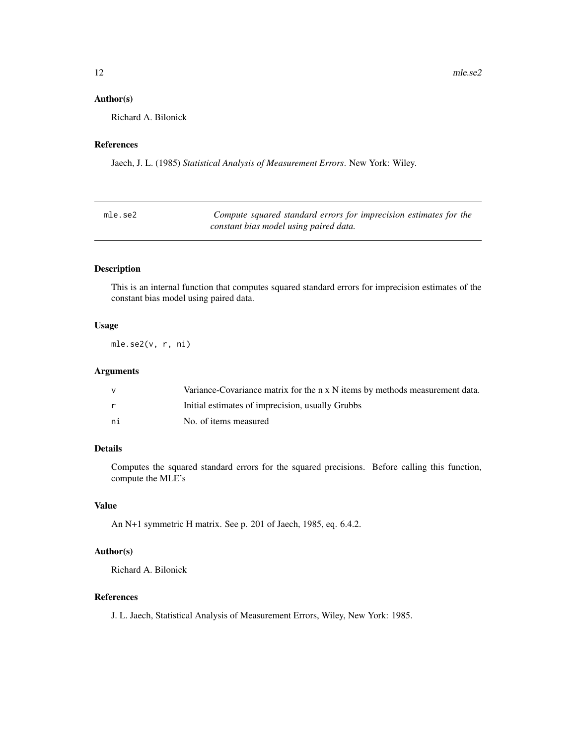### Author(s)

Richard A. Bilonick

### References

Jaech, J. L. (1985) *Statistical Analysis of Measurement Errors*. New York: Wiley.

---

## mle.se2 — *Compute squared standard errors for imprecision estimates for the constant bias model using paired data.*

---

### Description

This is an internal function that computes squared standard errors for imprecision estimates of the constant bias model using paired data.

### Usage

```
mle.se2(v, r, ni)
```

### Arguments

| | |
|---|---|
| `v` | Variance-Covariance matrix for the n x N items by methods measurement data. |
| `r` | Initial estimates of imprecision, usually Grubbs |
| `ni` | No. of items measured |

### Details

Computes the squared standard errors for the squared precisions. Before calling this function, compute the MLE's

### Value

An N+1 symmetric H matrix. See p. 201 of Jaech, 1985, eq. 6.4.2.

### Author(s)

Richard A. Bilonick

### References

J. L. Jaech, Statistical Analysis of Measurement Errors, Wiley, New York: 1985.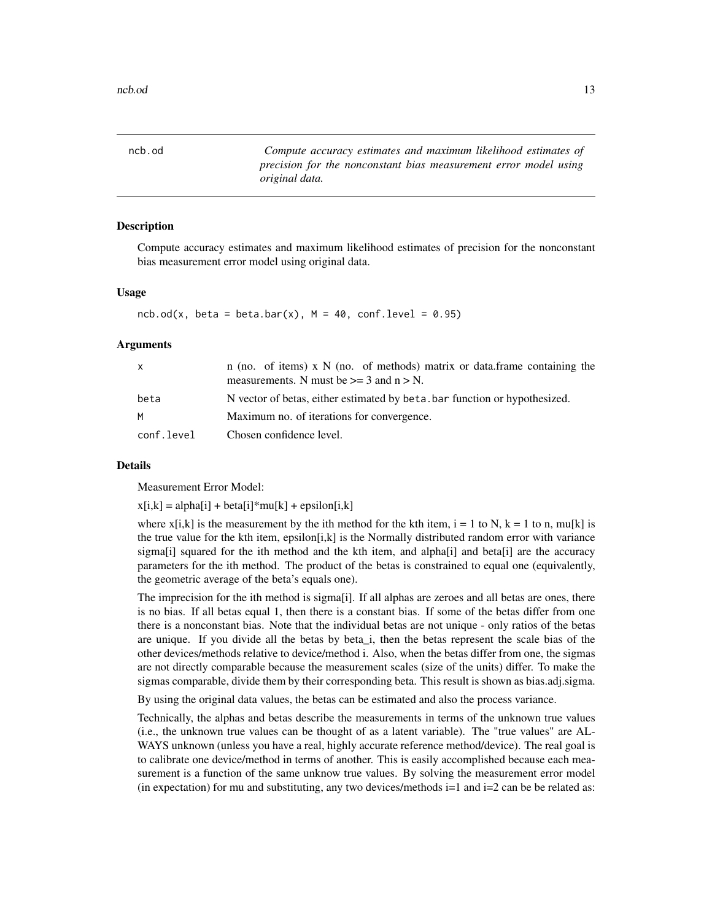## ncb.od

*Compute accuracy estimates and maximum likelihood estimates of precision for the nonconstant bias measurement error model using original data.*

### Description

Compute accuracy estimates and maximum likelihood estimates of precision for the nonconstant bias measurement error model using original data.

### Usage

```
ncb.od(x, beta = beta.bar(x), M = 40, conf.level = 0.95)
```

### Arguments

| | |
|---|---|
| x | n (no. of items) x N (no. of methods) matrix or data.frame containing the measurements. N must be >= 3 and n > N. |
| beta | N vector of betas, either estimated by beta.bar function or hypothesized. |
| M | Maximum no. of iterations for convergence. |
| conf.level | Chosen confidence level. |

### Details

Measurement Error Model:

x[i,k] = alpha[i] + beta[i]*mu[k] + epsilon[i,k]

where x[i,k] is the measurement by the ith method for the kth item, i = 1 to N, k = 1 to n, mu[k] is the true value for the kth item, epsilon[i,k] is the Normally distributed random error with variance sigma[i] squared for the ith method and the kth item, and alpha[i] and beta[i] are the accuracy parameters for the ith method. The product of the betas is constrained to equal one (equivalently, the geometric average of the beta's equals one).

The imprecision for the ith method is sigma[i]. If all alphas are zeroes and all betas are ones, there is no bias. If all betas equal 1, then there is a constant bias. If some of the betas differ from one there is a nonconstant bias. Note that the individual betas are not unique - only ratios of the betas are unique. If you divide all the betas by beta_i, then the betas represent the scale bias of the other devices/methods relative to device/method i. Also, when the betas differ from one, the sigmas are not directly comparable because the measurement scales (size of the units) differ. To make the sigmas comparable, divide them by their corresponding beta. This result is shown as bias.adj.sigma.

By using the original data values, the betas can be estimated and also the process variance.

Technically, the alphas and betas describe the measurements in terms of the unknown true values (i.e., the unknown true values can be thought of as a latent variable). The "true values" are ALWAYS unknown (unless you have a real, highly accurate reference method/device). The real goal is to calibrate one device/method in terms of another. This is easily accomplished because each measurement is a function of the same unknow true values. By solving the measurement error model (in expectation) for mu and substituting, any two devices/methods i=1 and i=2 can be be related as: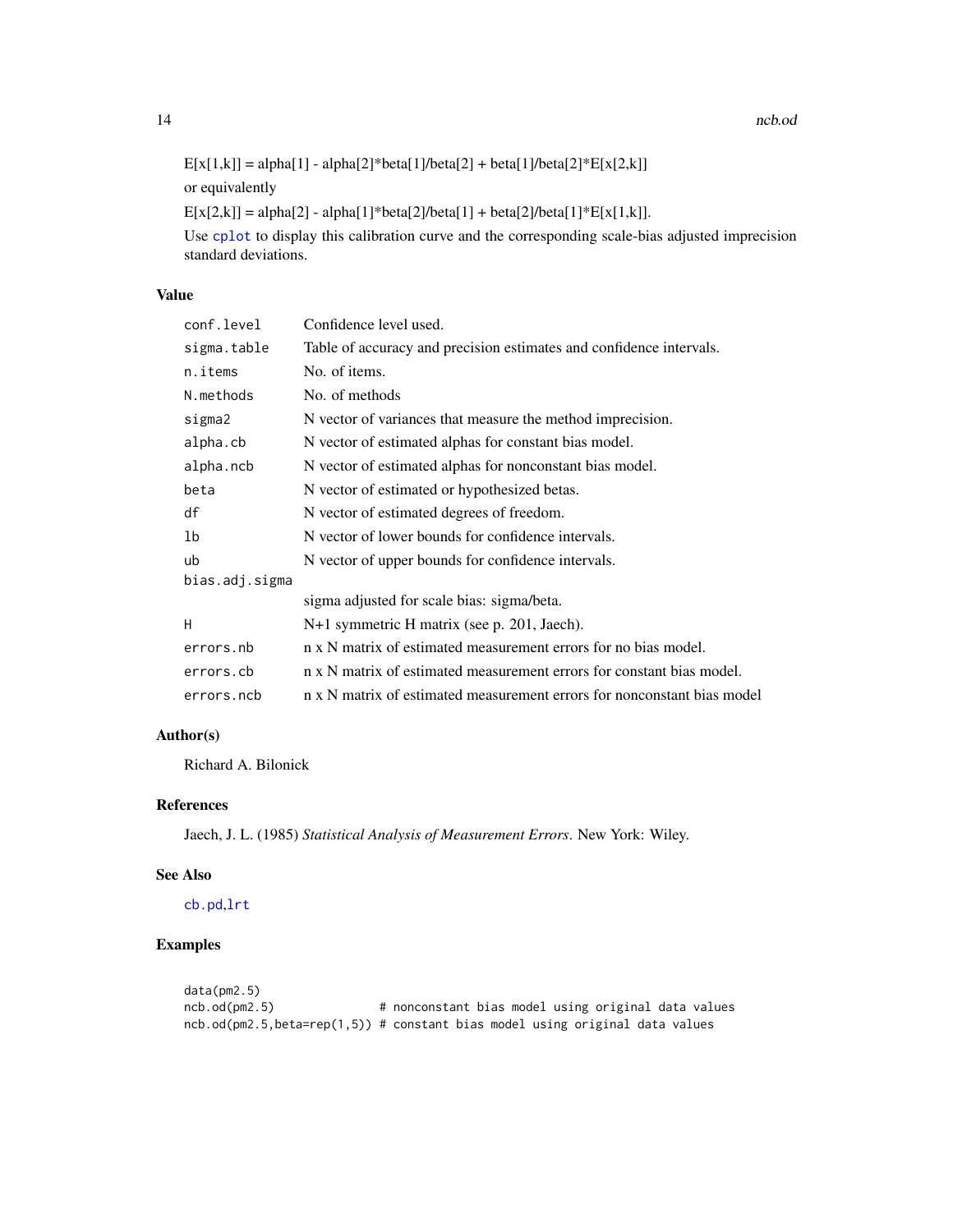E[x[1,k]] = alpha[1] - alpha[2]*beta[1]/beta[2] + beta[1]/beta[2]*E[x[2,k]]

or equivalently

E[x[2,k]] = alpha[2] - alpha[1]*beta[2]/beta[1] + beta[2]/beta[1]*E[x[1,k]].

Use `cplot` to display this calibration curve and the corresponding scale-bias adjusted imprecision standard deviations.

## Value

| | |
|---|---|
| `conf.level` | Confidence level used. |
| `sigma.table` | Table of accuracy and precision estimates and confidence intervals. |
| `n.items` | No. of items. |
| `N.methods` | No. of methods |
| `sigma2` | N vector of variances that measure the method imprecision. |
| `alpha.cb` | N vector of estimated alphas for constant bias model. |
| `alpha.ncb` | N vector of estimated alphas for nonconstant bias model. |
| `beta` | N vector of estimated or hypothesized betas. |
| `df` | N vector of estimated degrees of freedom. |
| `lb` | N vector of lower bounds for confidence intervals. |
| `ub` | N vector of upper bounds for confidence intervals. |
| `bias.adj.sigma` | sigma adjusted for scale bias: sigma/beta. |
| `H` | N+1 symmetric H matrix (see p. 201, Jaech). |
| `errors.nb` | n x N matrix of estimated measurement errors for no bias model. |
| `errors.cb` | n x N matrix of estimated measurement errors for constant bias model. |
| `errors.ncb` | n x N matrix of estimated measurement errors for nonconstant bias model |

## Author(s)

Richard A. Bilonick

## References

Jaech, J. L. (1985) *Statistical Analysis of Measurement Errors*. New York: Wiley.

## See Also

`cb.pd`,`lrt`

## Examples

```
data(pm2.5)
ncb.od(pm2.5)              # nonconstant bias model using original data values
ncb.od(pm2.5,beta=rep(1,5)) # constant bias model using original data values
```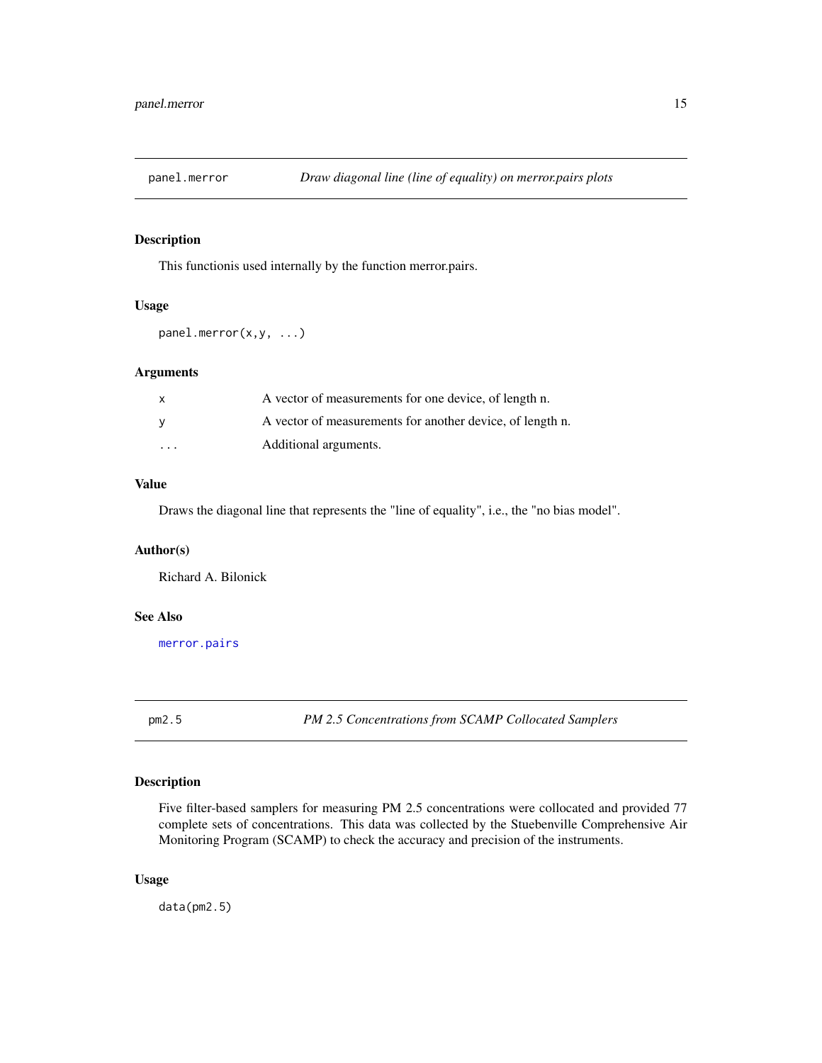## panel.merror — *Draw diagonal line (line of equality) on merror.pairs plots*

### Description

This functionis used internally by the function merror.pairs.

### Usage

```
panel.merror(x,y, ...)
```

### Arguments

| | |
|---|---|
| x | A vector of measurements for one device, of length n. |
| y | A vector of measurements for another device, of length n. |
| ... | Additional arguments. |

### Value

Draws the diagonal line that represents the "line of equality", i.e., the "no bias model".

### Author(s)

Richard A. Bilonick

### See Also

merror.pairs

## pm2.5 — *PM 2.5 Concentrations from SCAMP Collocated Samplers*

### Description

Five filter-based samplers for measuring PM 2.5 concentrations were collocated and provided 77 complete sets of concentrations. This data was collected by the Stuebenville Comprehensive Air Monitoring Program (SCAMP) to check the accuracy and precision of the instruments.

### Usage

```
data(pm2.5)
```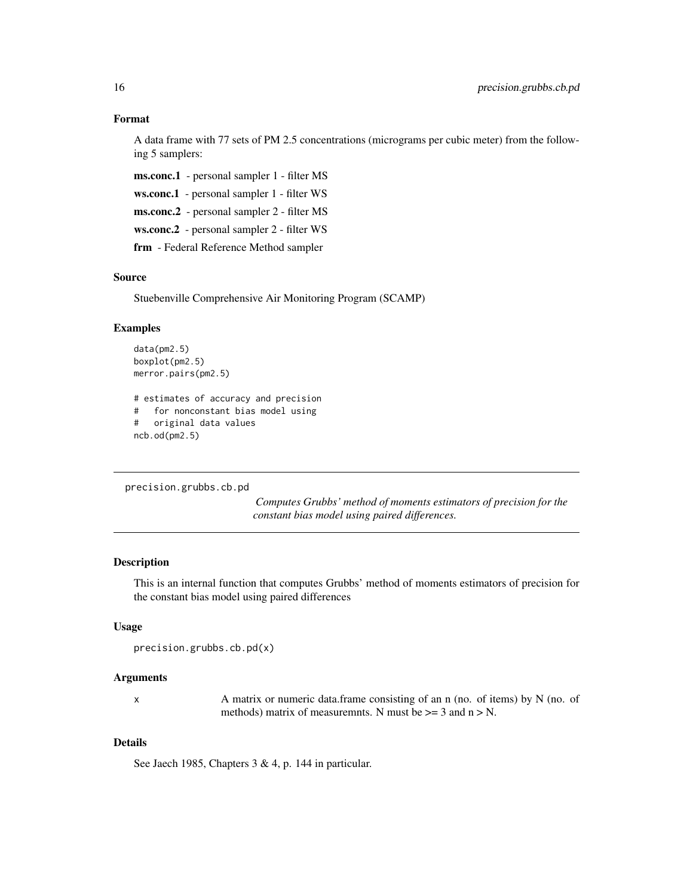### Format

A data frame with 77 sets of PM 2.5 concentrations (micrograms per cubic meter) from the following 5 samplers:

**ms.conc.1** - personal sampler 1 - filter MS

**ws.conc.1** - personal sampler 1 - filter WS

**ms.conc.2** - personal sampler 2 - filter MS

**ws.conc.2** - personal sampler 2 - filter WS

**frm** - Federal Reference Method sampler

### Source

Stuebenville Comprehensive Air Monitoring Program (SCAMP)

### Examples

```
data(pm2.5)
boxplot(pm2.5)
merror.pairs(pm2.5)

# estimates of accuracy and precision
#   for nonconstant bias model using
#   original data values
ncb.od(pm2.5)
```

---

## precision.grubbs.cb.pd

*Computes Grubbs' method of moments estimators of precision for the constant bias model using paired differences.*

---

### Description

This is an internal function that computes Grubbs' method of moments estimators of precision for the constant bias model using paired differences

### Usage

```
precision.grubbs.cb.pd(x)
```

### Arguments

| | |
|---|---|
| x | A matrix or numeric data.frame consisting of an n (no. of items) by N (no. of methods) matrix of measuremnts. N must be >= 3 and n > N. |

### Details

See Jaech 1985, Chapters 3 & 4, p. 144 in particular.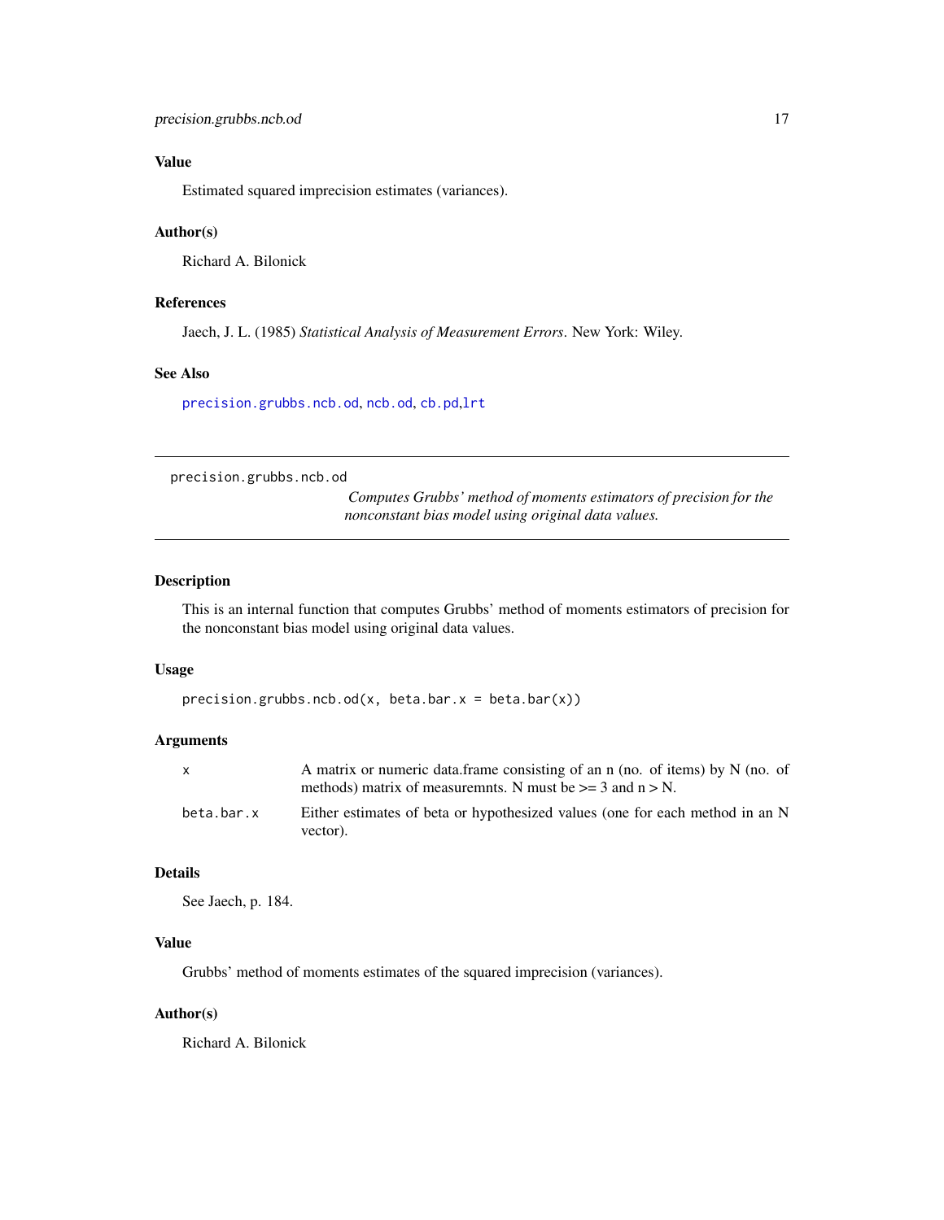### Value

Estimated squared imprecision estimates (variances).

### Author(s)

Richard A. Bilonick

### References

Jaech, J. L. (1985) *Statistical Analysis of Measurement Errors*. New York: Wiley.

### See Also

precision.grubbs.ncb.od, ncb.od, cb.pd, lrt

---

## precision.grubbs.ncb.od

*Computes Grubbs' method of moments estimators of precision for the nonconstant bias model using original data values.*

---

### Description

This is an internal function that computes Grubbs' method of moments estimators of precision for the nonconstant bias model using original data values.

### Usage

```
precision.grubbs.ncb.od(x, beta.bar.x = beta.bar(x))
```

### Arguments

| | |
|---|---|
| x | A matrix or numeric data.frame consisting of an n (no. of items) by N (no. of methods) matrix of measuremnts. N must be >= 3 and n > N. |
| beta.bar.x | Either estimates of beta or hypothesized values (one for each method in an N vector). |

### Details

See Jaech, p. 184.

### Value

Grubbs' method of moments estimates of the squared imprecision (variances).

### Author(s)

Richard A. Bilonick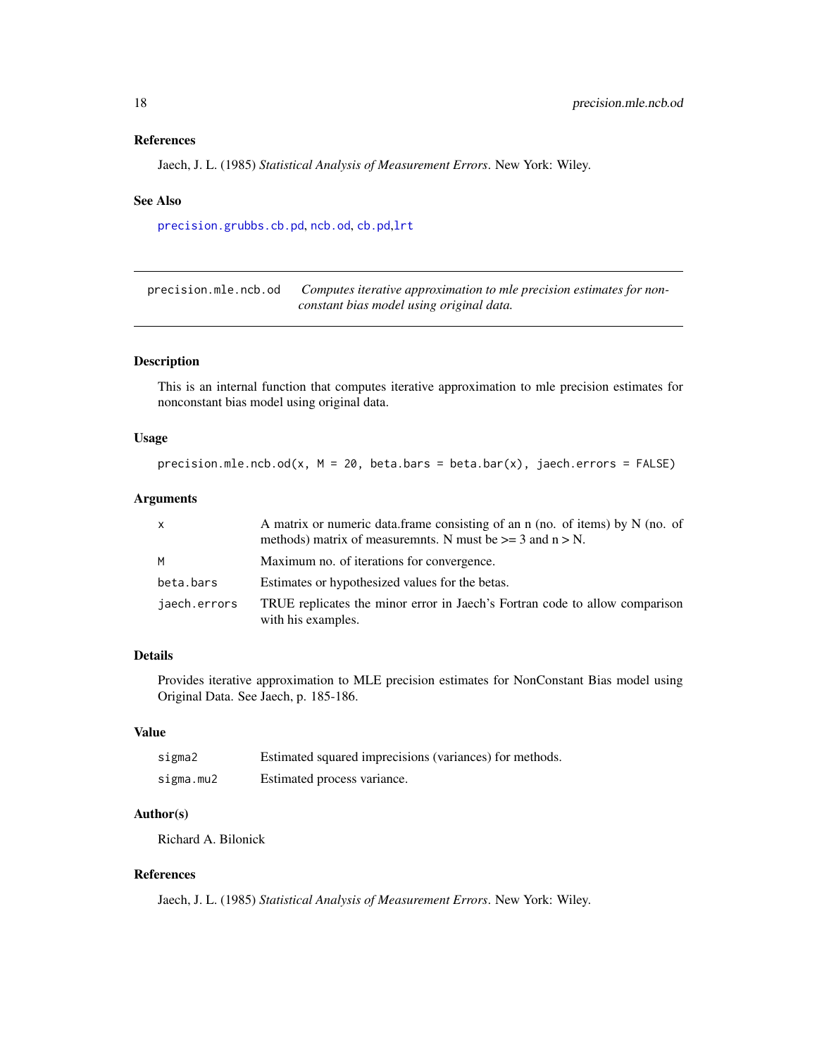### References

Jaech, J. L. (1985) *Statistical Analysis of Measurement Errors*. New York: Wiley.

### See Also

precision.grubbs.cb.pd, ncb.od, cb.pd,lrt

---

## precision.mle.ncb.od — *Computes iterative approximation to mle precision estimates for non-constant bias model using original data.*

---

### Description

This is an internal function that computes iterative approximation to mle precision estimates for nonconstant bias model using original data.

### Usage

```
precision.mle.ncb.od(x, M = 20, beta.bars = beta.bar(x), jaech.errors = FALSE)
```

### Arguments

| | |
|---|---|
| x | A matrix or numeric data.frame consisting of an n (no. of items) by N (no. of methods) matrix of measuremnts. N must be >= 3 and n > N. |
| M | Maximum no. of iterations for convergence. |
| beta.bars | Estimates or hypothesized values for the betas. |
| jaech.errors | TRUE replicates the minor error in Jaech's Fortran code to allow comparison with his examples. |

### Details

Provides iterative approximation to MLE precision estimates for NonConstant Bias model using Original Data. See Jaech, p. 185-186.

### Value

| | |
|---|---|
| sigma2 | Estimated squared imprecisions (variances) for methods. |
| sigma.mu2 | Estimated process variance. |

### Author(s)

Richard A. Bilonick

### References

Jaech, J. L. (1985) *Statistical Analysis of Measurement Errors*. New York: Wiley.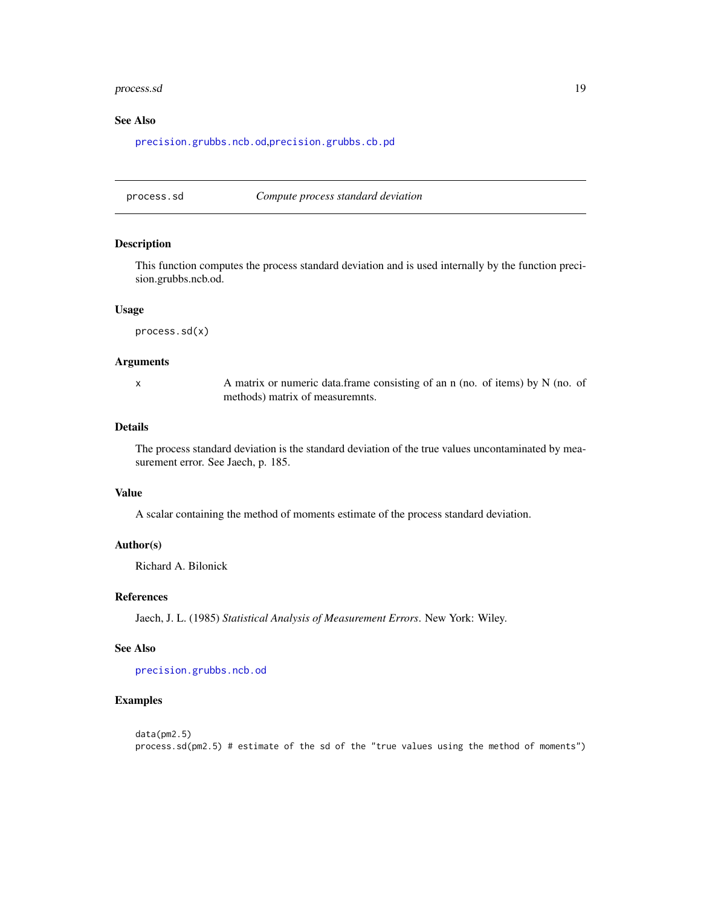### See Also

precision.grubbs.ncb.od,precision.grubbs.cb.pd

---

## process.sd — *Compute process standard deviation*

### Description

This function computes the process standard deviation and is used internally by the function precision.grubbs.ncb.od.

### Usage

```
process.sd(x)
```

### Arguments

| | |
|---|---|
| x | A matrix or numeric data.frame consisting of an n (no. of items) by N (no. of methods) matrix of measuremnts. |

### Details

The process standard deviation is the standard deviation of the true values uncontaminated by measurement error. See Jaech, p. 185.

### Value

A scalar containing the method of moments estimate of the process standard deviation.

### Author(s)

Richard A. Bilonick

### References

Jaech, J. L. (1985) *Statistical Analysis of Measurement Errors*. New York: Wiley.

### See Also

precision.grubbs.ncb.od

### Examples

```
data(pm2.5)
process.sd(pm2.5) # estimate of the sd of the "true values using the method of moments")
```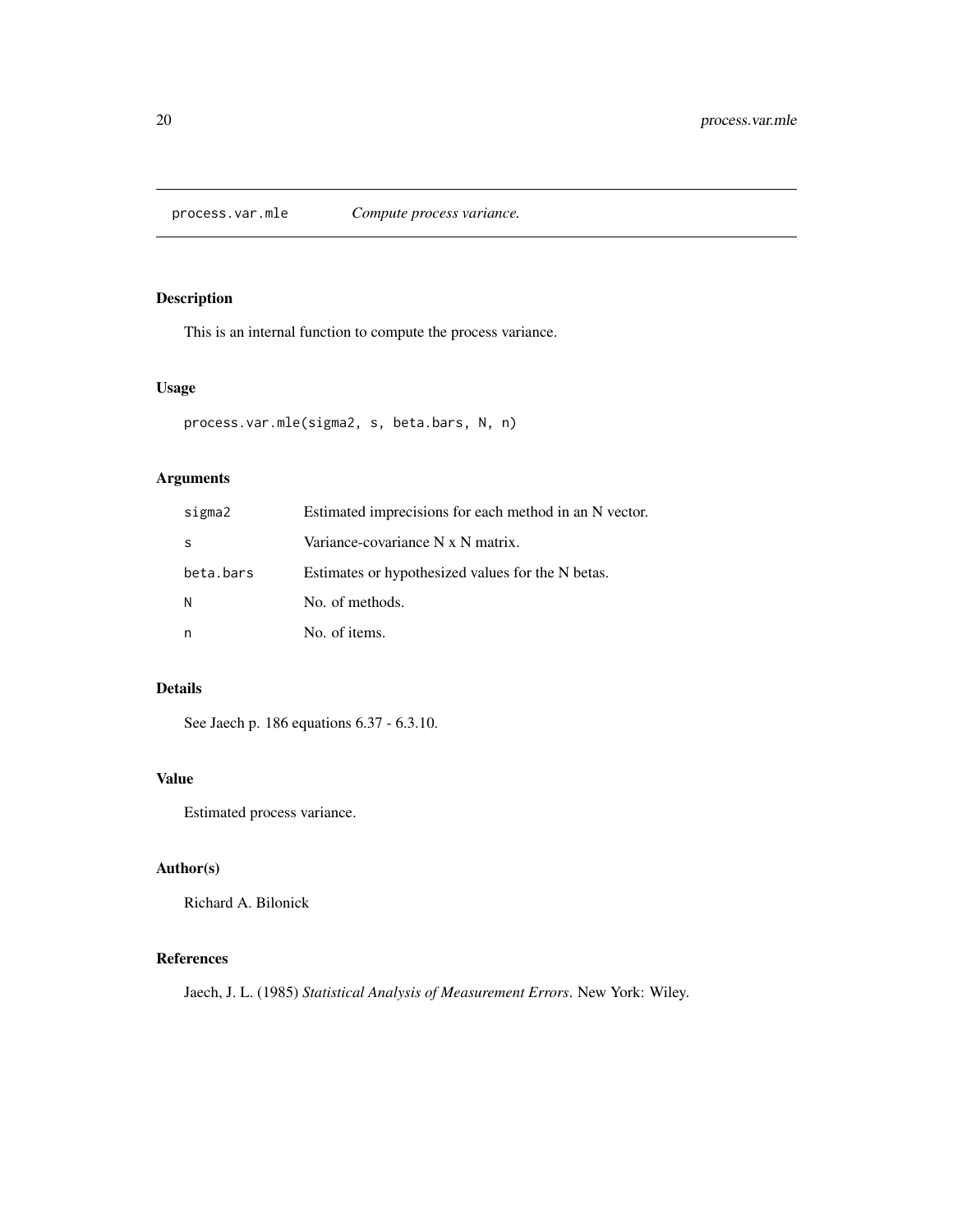# process.var.mle *Compute process variance.*

## Description

This is an internal function to compute the process variance.

## Usage

```
process.var.mle(sigma2, s, beta.bars, N, n)
```

## Arguments

| | |
|---|---|
| sigma2 | Estimated imprecisions for each method in an N vector. |
| s | Variance-covariance N x N matrix. |
| beta.bars | Estimates or hypothesized values for the N betas. |
| N | No. of methods. |
| n | No. of items. |

## Details

See Jaech p. 186 equations 6.37 - 6.3.10.

## Value

Estimated process variance.

## Author(s)

Richard A. Bilonick

## References

Jaech, J. L. (1985) *Statistical Analysis of Measurement Errors*. New York: Wiley.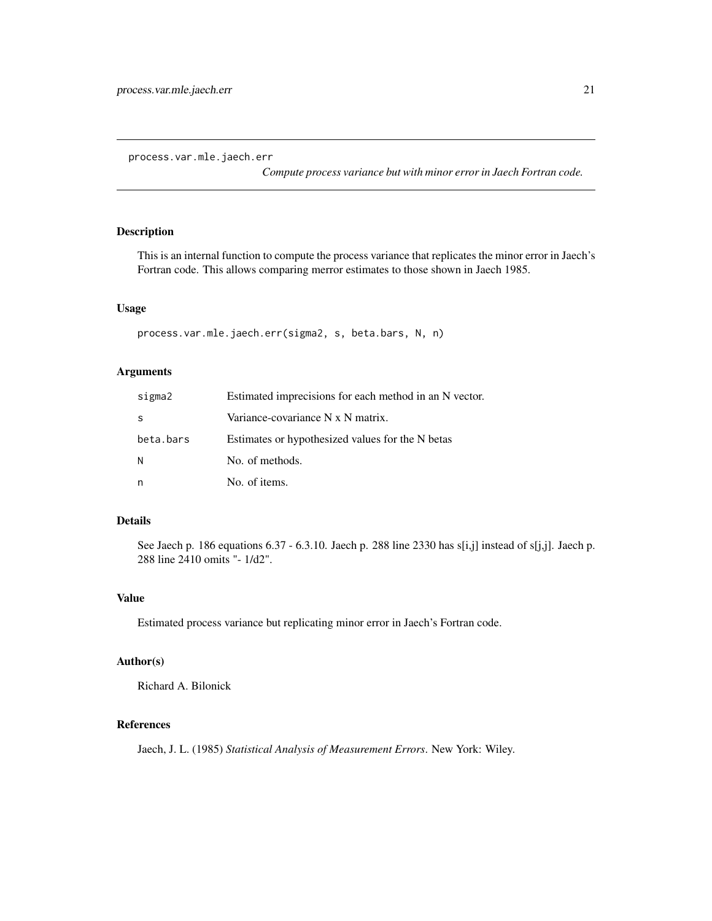`process.var.mle.jaech.err`

*Compute process variance but with minor error in Jaech Fortran code.*

### Description

This is an internal function to compute the process variance that replicates the minor error in Jaech's Fortran code. This allows comparing merror estimates to those shown in Jaech 1985.

### Usage

```
process.var.mle.jaech.err(sigma2, s, beta.bars, N, n)
```

### Arguments

| | |
|---|---|
| sigma2 | Estimated imprecisions for each method in an N vector. |
| s | Variance-covariance N x N matrix. |
| beta.bars | Estimates or hypothesized values for the N betas |
| N | No. of methods. |
| n | No. of items. |

### Details

See Jaech p. 186 equations 6.37 - 6.3.10. Jaech p. 288 line 2330 has s[i,j] instead of s[j,j]. Jaech p. 288 line 2410 omits "- 1/d2".

### Value

Estimated process variance but replicating minor error in Jaech's Fortran code.

### Author(s)

Richard A. Bilonick

### References

Jaech, J. L. (1985) *Statistical Analysis of Measurement Errors*. New York: Wiley.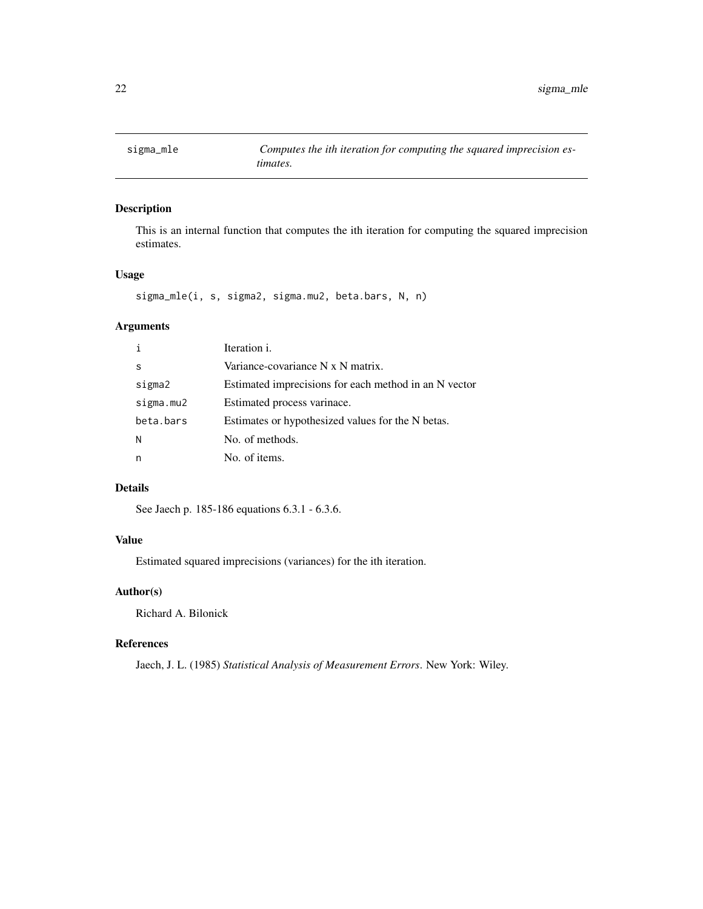# sigma_mle — *Computes the ith iteration for computing the squared imprecision estimates.*

## Description

This is an internal function that computes the ith iteration for computing the squared imprecision estimates.

## Usage

```
sigma_mle(i, s, sigma2, sigma.mu2, beta.bars, N, n)
```

## Arguments

| | |
|---|---|
| `i` | Iteration i. |
| `s` | Variance-covariance N x N matrix. |
| `sigma2` | Estimated imprecisions for each method in an N vector |
| `sigma.mu2` | Estimated process varinace. |
| `beta.bars` | Estimates or hypothesized values for the N betas. |
| `N` | No. of methods. |
| `n` | No. of items. |

## Details

See Jaech p. 185-186 equations 6.3.1 - 6.3.6.

## Value

Estimated squared imprecisions (variances) for the ith iteration.

## Author(s)

Richard A. Bilonick

## References

Jaech, J. L. (1985) *Statistical Analysis of Measurement Errors*. New York: Wiley.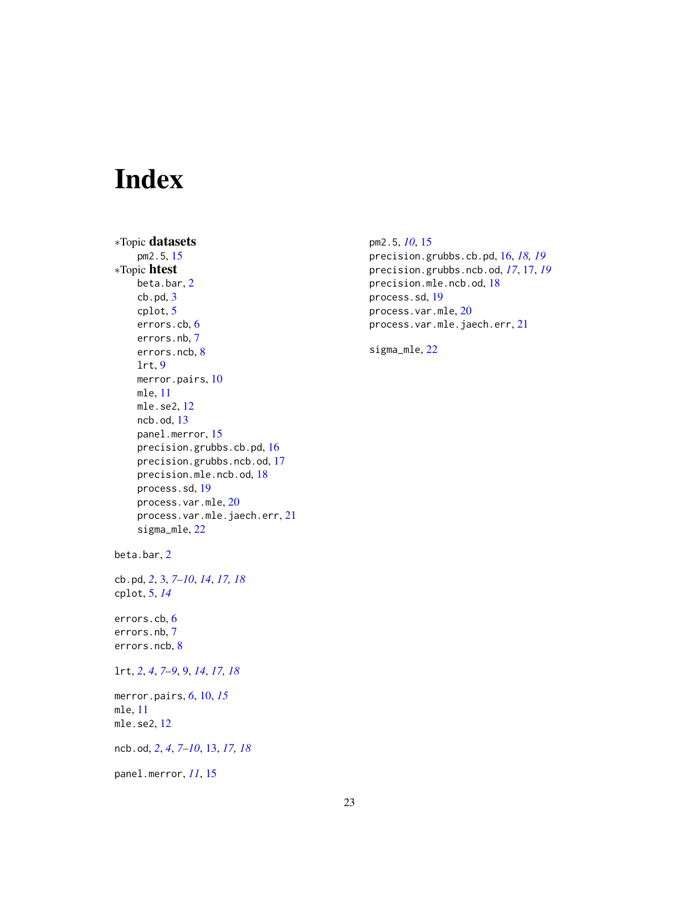# Index

*Topic **datasets**
- pm2.5, 15

*Topic **htest**
- beta.bar, 2
- cb.pd, 3
- cplot, 5
- errors.cb, 6
- errors.nb, 7
- errors.ncb, 8
- lrt, 9
- merror.pairs, 10
- mle, 11
- mle.se2, 12
- ncb.od, 13
- panel.merror, 15
- precision.grubbs.cb.pd, 16
- precision.grubbs.ncb.od, 17
- precision.mle.ncb.od, 18
- process.sd, 19
- process.var.mle, 20
- process.var.mle.jaech.err, 21
- sigma_mle, 22

beta.bar, 2

cb.pd, *2*, 3, *7–10*, *14*, *17, 18*
cplot, 5, *14*

errors.cb, 6
errors.nb, 7
errors.ncb, 8

lrt, *2*, *4*, *7–9*, 9, *14*, *17, 18*

merror.pairs, *6*, 10, *15*
mle, 11
mle.se2, 12

ncb.od, *2*, *4*, *7–10*, 13, *17, 18*

panel.merror, *11*, 15
pm2.5, *10*, 15
precision.grubbs.cb.pd, 16, *18, 19*
precision.grubbs.ncb.od, *17*, 17, *19*
precision.mle.ncb.od, 18
process.sd, 19
process.var.mle, 20
process.var.mle.jaech.err, 21

sigma_mle, 22